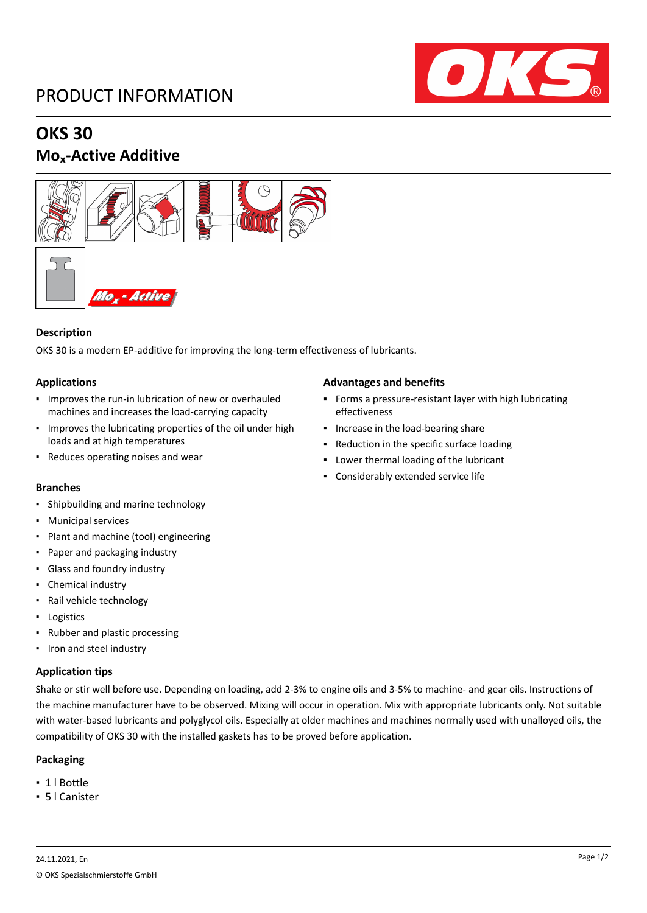# PRODUCT INFORMATION

## OKS 30

## $Mo_x$-Active Additive

### Description

OKS 30 is a modern EP-additive for improving the long-term effectiveness of lubricants.

### Applications

- Improves the run-in lubrication of new or overhauled machines and increases the load-carrying capacity
- Improves the lubricating properties of the oil under high loads and at high temperatures
- Reduces operating noises and wear

### Advantages and benefits

- Forms a pressure-resistant layer with high lubricating effectiveness
- Increase in the load-bearing share
- Reduction in the specific surface loading
- Lower thermal loading of the lubricant
- Considerably extended service life

### Branches

- Shipbuilding and marine technology
- Municipal services
- Plant and machine (tool) engineering
- Paper and packaging industry
- Glass and foundry industry
- Chemical industry
- Rail vehicle technology
- Logistics
- Rubber and plastic processing
- Iron and steel industry

### Application tips

Shake or stir well before use. Depending on loading, add 2-3% to engine oils and 3-5% to machine- and gear oils. Instructions of the machine manufacturer have to be observed. Mixing will occur in operation. Mix with appropriate lubricants only. Not suitable with water-based lubricants and polyglycol oils. Especially at older machines and machines normally used with unalloyed oils, the compatibility of OKS 30 with the installed gaskets has to be proved before application.

### Packaging

- 1 l Bottle
- 5 l Canister

24.11.2021, En

© OKS Spezialschmierstoffe GmbH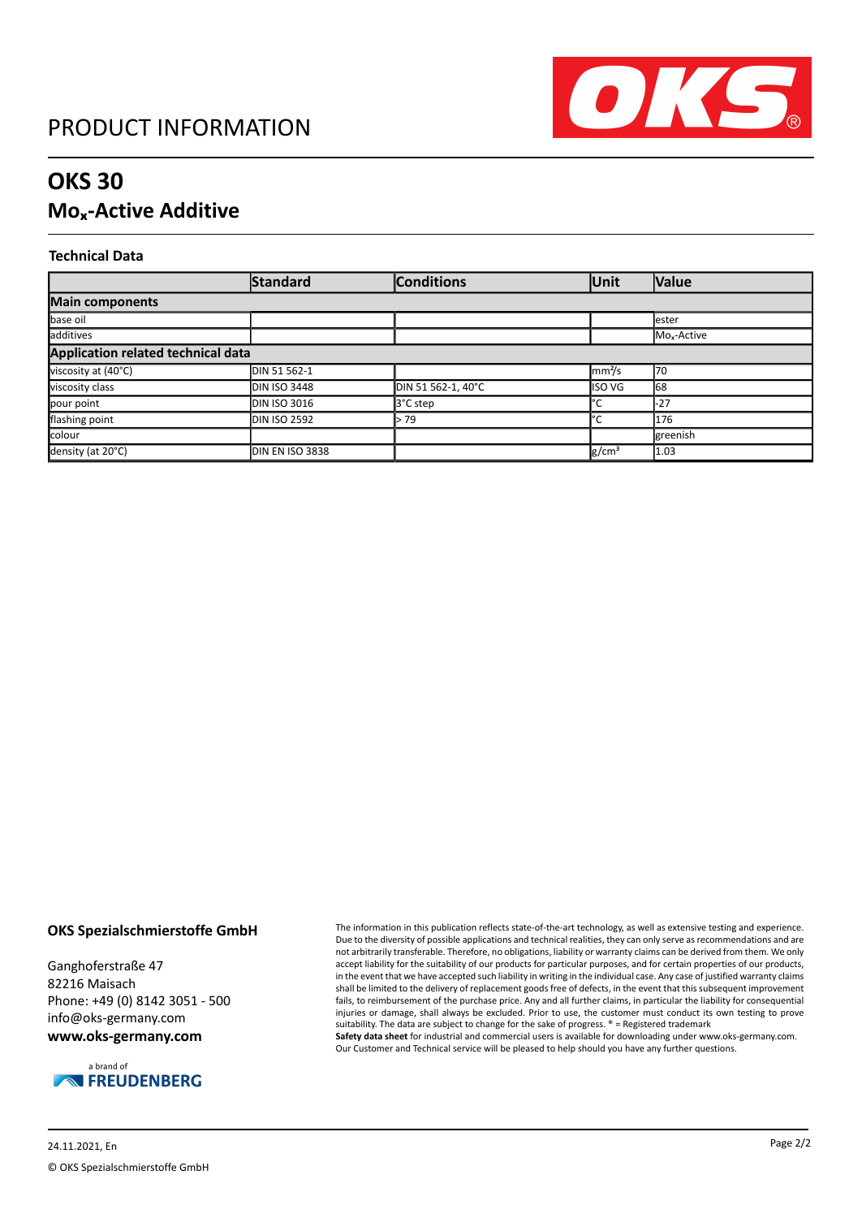PRODUCT INFORMATION

# OKS 30

## $Mo_x$-Active Additive

### Technical Data

| | Standard | Conditions | Unit | Value |
|---|---|---|---|---|
| **Main components** | | | | |
| base oil | | | | ester |
| additives | | | | $Mo_x$-Active |
| **Application related technical data** | | | | |
| viscosity at (40°C) | DIN 51 562-1 | | $mm^2/s$ | 70 |
| viscosity class | DIN ISO 3448 | DIN 51 562-1, 40°C | ISO VG | 68 |
| pour point | DIN ISO 3016 | 3°C step | °C | -27 |
| flashing point | DIN ISO 2592 | > 79 | °C | 176 |
| colour | | | | greenish |
| density (at 20°C) | DIN EN ISO 3838 | | $g/cm^3$ | 1.03 |

**OKS Spezialschmierstoffe GmbH**

Ganghoferstraße 47
82216 Maisach
Phone: +49 (0) 8142 3051 - 500
info@oks-germany.com
**www.oks-germany.com**

a brand of FREUDENBERG

The information in this publication reflects state-of-the-art technology, as well as extensive testing and experience. Due to the diversity of possible applications and technical realities, they can only serve as recommendations and are not arbitrarily transferable. Therefore, no obligations, liability or warranty claims can be derived from them. We only accept liability for the suitability of our products for particular purposes, and for certain properties of our products, in the event that we have accepted such liability in writing in the individual case. Any case of justified warranty claims shall be limited to the delivery of replacement goods free of defects, in the event that this subsequent improvement fails, to reimbursement of the purchase price. Any and all further claims, in particular the liability for consequential injuries or damage, shall always be excluded. Prior to use, the customer must conduct its own testing to prove suitability. The data are subject to change for the sake of progress. ® = Registered trademark
**Safety data sheet** for industrial and commercial users is available for downloading under www.oks-germany.com. Our Customer and Technical service will be pleased to help should you have any further questions.

24.11.2021, En

© OKS Spezialschmierstoffe GmbH